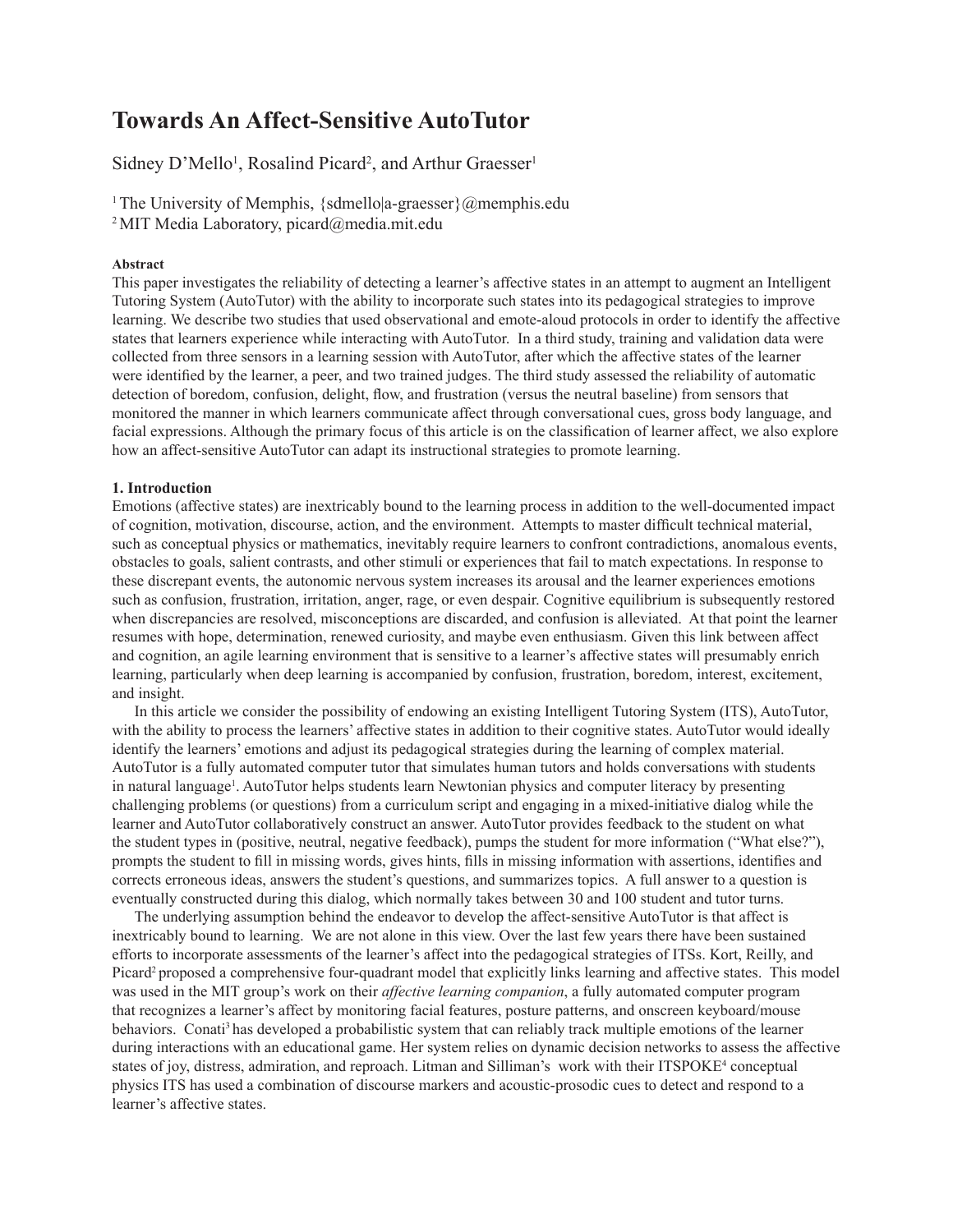# Towards An Affect-Sensitive AutoTutor

Sidney D'Mello[1], Rosalind Picard[2], and Arthur Graesser[1]

[1] The University of Memphis, {sdmello|a-graesser}@memphis.edu
[2] MIT Media Laboratory, picard@media.mit.edu

**Abstract**

This paper investigates the reliability of detecting a learner's affective states in an attempt to augment an Intelligent Tutoring System (AutoTutor) with the ability to incorporate such states into its pedagogical strategies to improve learning. We describe two studies that used observational and emote-aloud protocols in order to identify the affective states that learners experience while interacting with AutoTutor. In a third study, training and validation data were collected from three sensors in a learning session with AutoTutor, after which the affective states of the learner were identified by the learner, a peer, and two trained judges. The third study assessed the reliability of automatic detection of boredom, confusion, delight, flow, and frustration (versus the neutral baseline) from sensors that monitored the manner in which learners communicate affect through conversational cues, gross body language, and facial expressions. Although the primary focus of this article is on the classification of learner affect, we also explore how an affect-sensitive AutoTutor can adapt its instructional strategies to promote learning.

**1. Introduction**

Emotions (affective states) are inextricably bound to the learning process in addition to the well-documented impact of cognition, motivation, discourse, action, and the environment. Attempts to master difficult technical material, such as conceptual physics or mathematics, inevitably require learners to confront contradictions, anomalous events, obstacles to goals, salient contrasts, and other stimuli or experiences that fail to match expectations. In response to these discrepant events, the autonomic nervous system increases its arousal and the learner experiences emotions such as confusion, frustration, irritation, anger, rage, or even despair. Cognitive equilibrium is subsequently restored when discrepancies are resolved, misconceptions are discarded, and confusion is alleviated. At that point the learner resumes with hope, determination, renewed curiosity, and maybe even enthusiasm. Given this link between affect and cognition, an agile learning environment that is sensitive to a learner's affective states will presumably enrich learning, particularly when deep learning is accompanied by confusion, frustration, boredom, interest, excitement, and insight.

In this article we consider the possibility of endowing an existing Intelligent Tutoring System (ITS), AutoTutor, with the ability to process the learners' affective states in addition to their cognitive states. AutoTutor would ideally identify the learners' emotions and adjust its pedagogical strategies during the learning of complex material. AutoTutor is a fully automated computer tutor that simulates human tutors and holds conversations with students in natural language[1]. AutoTutor helps students learn Newtonian physics and computer literacy by presenting challenging problems (or questions) from a curriculum script and engaging in a mixed-initiative dialog while the learner and AutoTutor collaboratively construct an answer. AutoTutor provides feedback to the student on what the student types in (positive, neutral, negative feedback), pumps the student for more information ("What else?"), prompts the student to fill in missing words, gives hints, fills in missing information with assertions, identifies and corrects erroneous ideas, answers the student's questions, and summarizes topics. A full answer to a question is eventually constructed during this dialog, which normally takes between 30 and 100 student and tutor turns.

The underlying assumption behind the endeavor to develop the affect-sensitive AutoTutor is that affect is inextricably bound to learning. We are not alone in this view. Over the last few years there have been sustained efforts to incorporate assessments of the learner's affect into the pedagogical strategies of ITSs. Kort, Reilly, and Picard[2] proposed a comprehensive four-quadrant model that explicitly links learning and affective states. This model was used in the MIT group's work on their *affective learning companion*, a fully automated computer program that recognizes a learner's affect by monitoring facial features, posture patterns, and onscreen keyboard/mouse behaviors. Conati[3] has developed a probabilistic system that can reliably track multiple emotions of the learner during interactions with an educational game. Her system relies on dynamic decision networks to assess the affective states of joy, distress, admiration, and reproach. Litman and Silliman's work with their ITSPOKE[4] conceptual physics ITS has used a combination of discourse markers and acoustic-prosodic cues to detect and respond to a learner's affective states.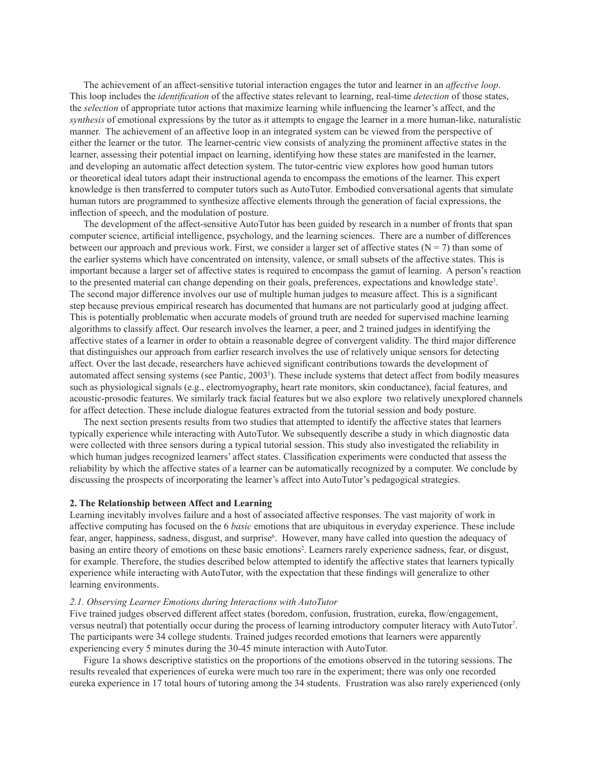The achievement of an affect-sensitive tutorial interaction engages the tutor and learner in an *affective loop*. This loop includes the *identification* of the affective states relevant to learning, real-time *detection* of those states, the *selection* of appropriate tutor actions that maximize learning while influencing the learner's affect, and the *synthesis* of emotional expressions by the tutor as it attempts to engage the learner in a more human-like, naturalistic manner. The achievement of an affective loop in an integrated system can be viewed from the perspective of either the learner or the tutor. The learner-centric view consists of analyzing the prominent affective states in the learner, assessing their potential impact on learning, identifying how these states are manifested in the learner, and developing an automatic affect detection system. The tutor-centric view explores how good human tutors or theoretical ideal tutors adapt their instructional agenda to encompass the emotions of the learner. This expert knowledge is then transferred to computer tutors such as AutoTutor. Embodied conversational agents that simulate human tutors are programmed to synthesize affective elements through the generation of facial expressions, the inflection of speech, and the modulation of posture.

The development of the affect-sensitive AutoTutor has been guided by research in a number of fronts that span computer science, artificial intelligence, psychology, and the learning sciences. There are a number of differences between our approach and previous work. First, we consider a larger set of affective states (N = 7) than some of the earlier systems which have concentrated on intensity, valence, or small subsets of the affective states. This is important because a larger set of affective states is required to encompass the gamut of learning. A person's reaction to the presented material can change depending on their goals, preferences, expectations and knowledge state[3]. The second major difference involves our use of multiple human judges to measure affect. This is a significant step because previous empirical research has documented that humans are not particularly good at judging affect. This is potentially problematic when accurate models of ground truth are needed for supervised machine learning algorithms to classify affect. Our research involves the learner, a peer, and 2 trained judges in identifying the affective states of a learner in order to obtain a reasonable degree of convergent validity. The third major difference that distinguishes our approach from earlier research involves the use of relatively unique sensors for detecting affect. Over the last decade, researchers have achieved significant contributions towards the development of automated affect sensing systems (see Pantic, 2003[5]). These include systems that detect affect from bodily measures such as physiological signals (e.g., electromyography, heart rate monitors, skin conductance), facial features, and acoustic-prosodic features. We similarly track facial features but we also explore two relatively unexplored channels for affect detection. These include dialogue features extracted from the tutorial session and body posture.

The next section presents results from two studies that attempted to identify the affective states that learners typically experience while interacting with AutoTutor. We subsequently describe a study in which diagnostic data were collected with three sensors during a typical tutorial session. This study also investigated the reliability in which human judges recognized learners' affect states. Classification experiments were conducted that assess the reliability by which the affective states of a learner can be automatically recognized by a computer. We conclude by discussing the prospects of incorporating the learner's affect into AutoTutor's pedagogical strategies.

## 2. The Relationship between Affect and Learning

Learning inevitably involves failure and a host of associated affective responses. The vast majority of work in affective computing has focused on the 6 *basic* emotions that are ubiquitous in everyday experience. These include fear, anger, happiness, sadness, disgust, and surprise[6]. However, many have called into question the adequacy of basing an entire theory of emotions on these basic emotions[2]. Learners rarely experience sadness, fear, or disgust, for example. Therefore, the studies described below attempted to identify the affective states that learners typically experience while interacting with AutoTutor, with the expectation that these findings will generalize to other learning environments.

### *2.1. Observing Learner Emotions during Interactions with AutoTutor*

Five trained judges observed different affect states (boredom, confusion, frustration, eureka, flow/engagement, versus neutral) that potentially occur during the process of learning introductory computer literacy with AutoTutor[7]. The participants were 34 college students. Trained judges recorded emotions that learners were apparently experiencing every 5 minutes during the 30-45 minute interaction with AutoTutor.

Figure 1a shows descriptive statistics on the proportions of the emotions observed in the tutoring sessions. The results revealed that experiences of eureka were much too rare in the experiment; there was only one recorded eureka experience in 17 total hours of tutoring among the 34 students. Frustration was also rarely experienced (only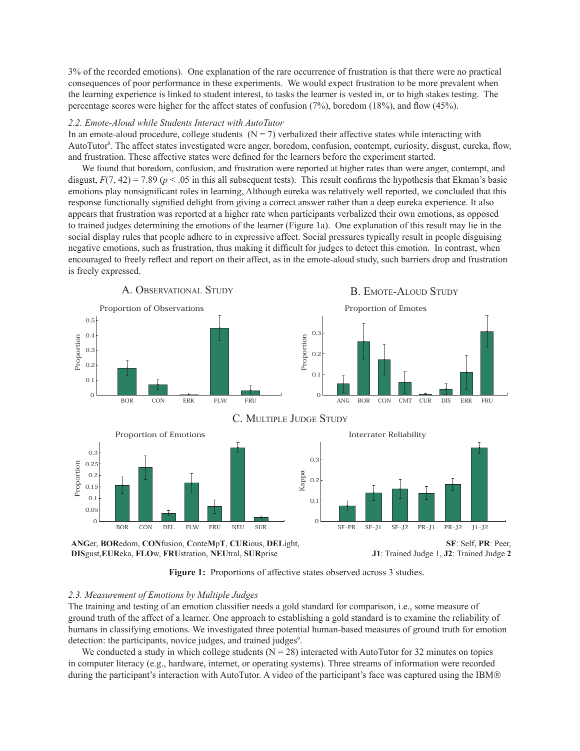3% of the recorded emotions). One explanation of the rare occurrence of frustration is that there were no practical consequences of poor performance in these experiments. We would expect frustration to be more prevalent when the learning experience is linked to student interest, to tasks the learner is vested in, or to high stakes testing. The percentage scores were higher for the affect states of confusion (7%), boredom (18%), and flow (45%).

### *2.2. Emote-Aloud while Students Interact with AutoTutor*

In an emote-aloud procedure, college students (N = 7) verbalized their affective states while interacting with AutoTutor[8]. The affect states investigated were anger, boredom, confusion, contempt, curiosity, disgust, eureka, flow, and frustration. These affective states were defined for the learners before the experiment started.

We found that boredom, confusion, and frustration were reported at higher rates than were anger, contempt, and disgust, $F(7, 42) = 7.89$ ($p < .05$ in this all subsequent tests). This result confirms the hypothesis that Ekman's basic emotions play nonsignificant roles in learning, Although eureka was relatively well reported, we concluded that this response functionally signified delight from giving a correct answer rather than a deep eureka experience. It also appears that frustration was reported at a higher rate when participants verbalized their own emotions, as opposed to trained judges determining the emotions of the learner (Figure 1a). One explanation of this result may lie in the social display rules that people adhere to in expressive affect. Social pressures typically result in people disguising negative emotions, such as frustration, thus making it difficult for judges to detect this emotion. In contrast, when encouraged to freely reflect and report on their affect, as in the emote-aloud study, such barriers drop and frustration is freely expressed.

A. Observational Study — B. Emote-Aloud Study — C. Multiple Judge Study

**ANG**er, **BOR**edom, **CON**fusion, **C**onte**M**p**T**, **CUR**ious, **DEL**ight, **DIS**gust, **EUR**eka, **FLO**w, **FRU**stration, **NEU**tral, **SUR**prise

**SF**: Self, **PR**: Peer, **J1**: Trained Judge 1, **J2**: Trained Judge **2**

**Figure 1:** Proportions of affective states observed across 3 studies.

### *2.3. Measurement of Emotions by Multiple Judges*

The training and testing of an emotion classifier needs a gold standard for comparison, i.e., some measure of ground truth of the affect of a learner. One approach to establishing a gold standard is to examine the reliability of humans in classifying emotions. We investigated three potential human-based measures of ground truth for emotion detection: the participants, novice judges, and trained judges[9].

We conducted a study in which college students (N = 28) interacted with AutoTutor for 32 minutes on topics in computer literacy (e.g., hardware, internet, or operating systems). Three streams of information were recorded during the participant's interaction with AutoTutor. A video of the participant's face was captured using the IBM®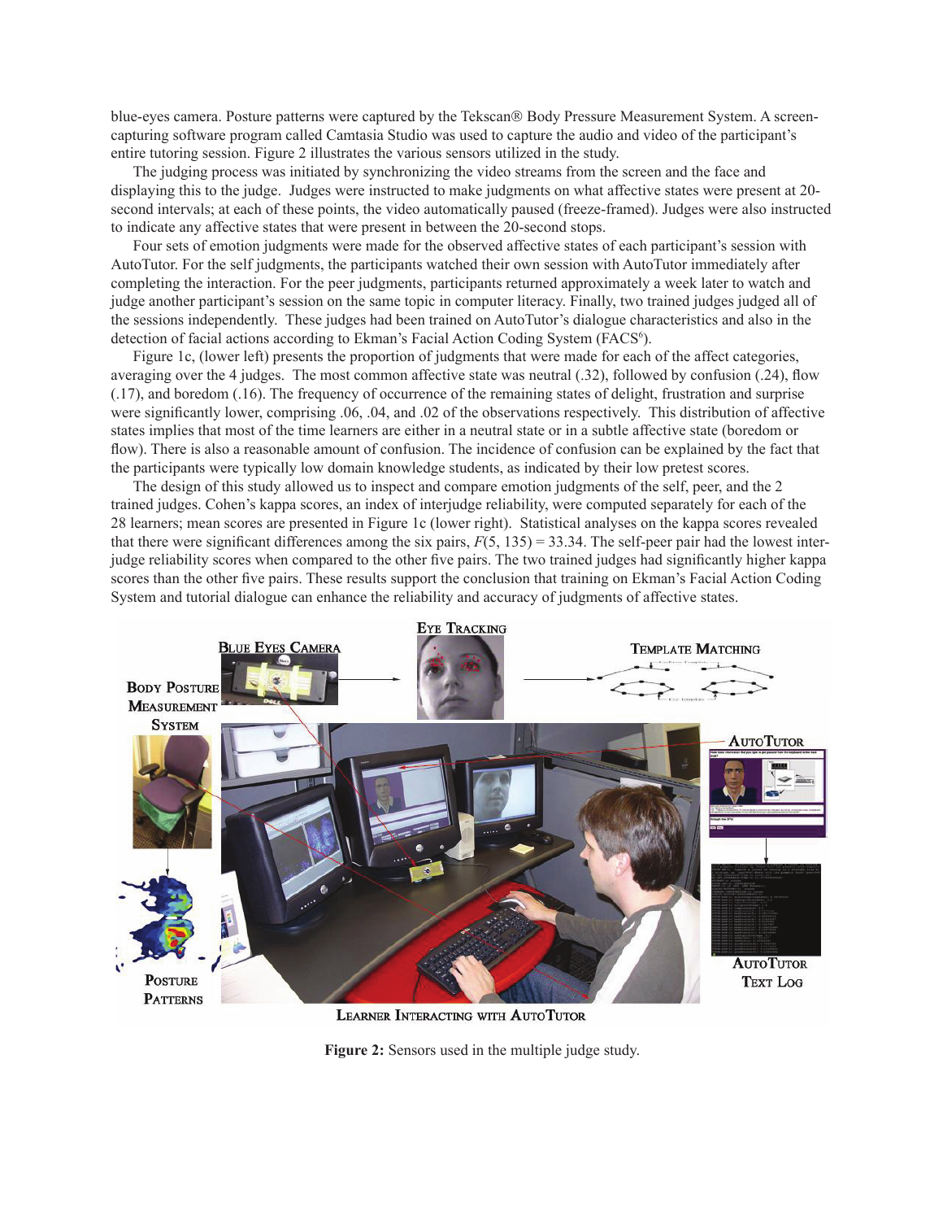blue-eyes camera. Posture patterns were captured by the Tekscan® Body Pressure Measurement System. A screen-capturing software program called Camtasia Studio was used to capture the audio and video of the participant's entire tutoring session. Figure 2 illustrates the various sensors utilized in the study.

The judging process was initiated by synchronizing the video streams from the screen and the face and displaying this to the judge. Judges were instructed to make judgments on what affective states were present at 20-second intervals; at each of these points, the video automatically paused (freeze-framed). Judges were also instructed to indicate any affective states that were present in between the 20-second stops.

Four sets of emotion judgments were made for the observed affective states of each participant's session with AutoTutor. For the self judgments, the participants watched their own session with AutoTutor immediately after completing the interaction. For the peer judgments, participants returned approximately a week later to watch and judge another participant's session on the same topic in computer literacy. Finally, two trained judges judged all of the sessions independently. These judges had been trained on AutoTutor's dialogue characteristics and also in the detection of facial actions according to Ekman's Facial Action Coding System (FACS[6]).

Figure 1c, (lower left) presents the proportion of judgments that were made for each of the affect categories, averaging over the 4 judges. The most common affective state was neutral (.32), followed by confusion (.24), flow (.17), and boredom (.16). The frequency of occurrence of the remaining states of delight, frustration and surprise were significantly lower, comprising .06, .04, and .02 of the observations respectively. This distribution of affective states implies that most of the time learners are either in a neutral state or in a subtle affective state (boredom or flow). There is also a reasonable amount of confusion. The incidence of confusion can be explained by the fact that the participants were typically low domain knowledge students, as indicated by their low pretest scores.

The design of this study allowed us to inspect and compare emotion judgments of the self, peer, and the 2 trained judges. Cohen's kappa scores, an index of interjudge reliability, were computed separately for each of the 28 learners; mean scores are presented in Figure 1c (lower right). Statistical analyses on the kappa scores revealed that there were significant differences among the six pairs, $F(5, 135) = 33.34$. The self-peer pair had the lowest inter-judge reliability scores when compared to the other five pairs. The two trained judges had significantly higher kappa scores than the other five pairs. These results support the conclusion that training on Ekman's Facial Action Coding System and tutorial dialogue can enhance the reliability and accuracy of judgments of affective states.

**Figure 2:** Sensors used in the multiple judge study.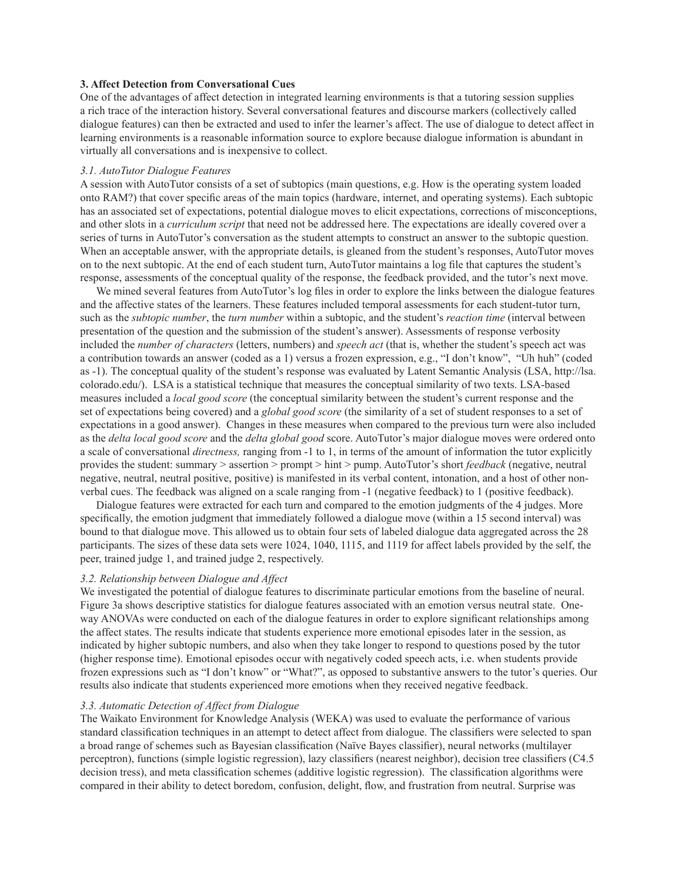## 3. Affect Detection from Conversational Cues

One of the advantages of affect detection in integrated learning environments is that a tutoring session supplies a rich trace of the interaction history. Several conversational features and discourse markers (collectively called dialogue features) can then be extracted and used to infer the learner's affect. The use of dialogue to detect affect in learning environments is a reasonable information source to explore because dialogue information is abundant in virtually all conversations and is inexpensive to collect.

### *3.1. AutoTutor Dialogue Features*

A session with AutoTutor consists of a set of subtopics (main questions, e.g. How is the operating system loaded onto RAM?) that cover specific areas of the main topics (hardware, internet, and operating systems). Each subtopic has an associated set of expectations, potential dialogue moves to elicit expectations, corrections of misconceptions, and other slots in a *curriculum script* that need not be addressed here. The expectations are ideally covered over a series of turns in AutoTutor's conversation as the student attempts to construct an answer to the subtopic question. When an acceptable answer, with the appropriate details, is gleaned from the student's responses, AutoTutor moves on to the next subtopic. At the end of each student turn, AutoTutor maintains a log file that captures the student's response, assessments of the conceptual quality of the response, the feedback provided, and the tutor's next move.

We mined several features from AutoTutor's log files in order to explore the links between the dialogue features and the affective states of the learners. These features included temporal assessments for each student-tutor turn, such as the *subtopic number*, the *turn number* within a subtopic, and the student's *reaction time* (interval between presentation of the question and the submission of the student's answer). Assessments of response verbosity included the *number of characters* (letters, numbers) and *speech act* (that is, whether the student's speech act was a contribution towards an answer (coded as a 1) versus a frozen expression, e.g., "I don't know", "Uh huh" (coded as -1). The conceptual quality of the student's response was evaluated by Latent Semantic Analysis (LSA, http://lsa.colorado.edu/). LSA is a statistical technique that measures the conceptual similarity of two texts. LSA-based measures included a *local good score* (the conceptual similarity between the student's current response and the set of expectations being covered) and a *global good score* (the similarity of a set of student responses to a set of expectations in a good answer). Changes in these measures when compared to the previous turn were also included as the *delta local good score* and the *delta global good* score. AutoTutor's major dialogue moves were ordered onto a scale of conversational *directness,* ranging from -1 to 1, in terms of the amount of information the tutor explicitly provides the student: summary > assertion > prompt > hint > pump. AutoTutor's short *feedback* (negative, neutral negative, neutral, neutral positive, positive) is manifested in its verbal content, intonation, and a host of other non-verbal cues. The feedback was aligned on a scale ranging from -1 (negative feedback) to 1 (positive feedback).

Dialogue features were extracted for each turn and compared to the emotion judgments of the 4 judges. More specifically, the emotion judgment that immediately followed a dialogue move (within a 15 second interval) was bound to that dialogue move. This allowed us to obtain four sets of labeled dialogue data aggregated across the 28 participants. The sizes of these data sets were 1024, 1040, 1115, and 1119 for affect labels provided by the self, the peer, trained judge 1, and trained judge 2, respectively.

### *3.2. Relationship between Dialogue and Affect*

We investigated the potential of dialogue features to discriminate particular emotions from the baseline of neural. Figure 3a shows descriptive statistics for dialogue features associated with an emotion versus neutral state. One-way ANOVAs were conducted on each of the dialogue features in order to explore significant relationships among the affect states. The results indicate that students experience more emotional episodes later in the session, as indicated by higher subtopic numbers, and also when they take longer to respond to questions posed by the tutor (higher response time). Emotional episodes occur with negatively coded speech acts, i.e. when students provide frozen expressions such as "I don't know" or "What?", as opposed to substantive answers to the tutor's queries. Our results also indicate that students experienced more emotions when they received negative feedback.

### *3.3. Automatic Detection of Affect from Dialogue*

The Waikato Environment for Knowledge Analysis (WEKA) was used to evaluate the performance of various standard classification techniques in an attempt to detect affect from dialogue. The classifiers were selected to span a broad range of schemes such as Bayesian classification (Naïve Bayes classifier), neural networks (multilayer perceptron), functions (simple logistic regression), lazy classifiers (nearest neighbor), decision tree classifiers (C4.5 decision tress), and meta classification schemes (additive logistic regression). The classification algorithms were compared in their ability to detect boredom, confusion, delight, flow, and frustration from neutral. Surprise was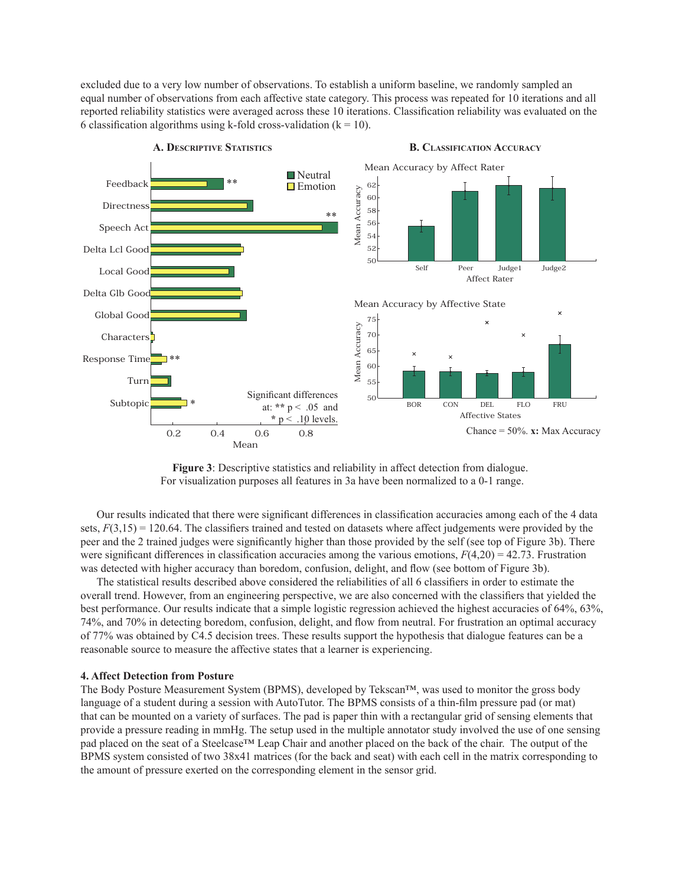excluded due to a very low number of observations. To establish a uniform baseline, we randomly sampled an equal number of observations from each affective state category. This process was repeated for 10 iterations and all reported reliability statistics were averaged across these 10 iterations. Classification reliability was evaluated on the 6 classification algorithms using k-fold cross-validation (k = 10).

**Figure 3**: Descriptive statistics and reliability in affect detection from dialogue. For visualization purposes all features in 3a have been normalized to a 0-1 range.

Our results indicated that there were significant differences in classification accuracies among each of the 4 data sets, $F(3,15) = 120.64$. The classifiers trained and tested on datasets where affect judgements were provided by the peer and the 2 trained judges were significantly higher than those provided by the self (see top of Figure 3b). There were significant differences in classification accuracies among the various emotions, $F(4,20) = 42.73$. Frustration was detected with higher accuracy than boredom, confusion, delight, and flow (see bottom of Figure 3b).

The statistical results described above considered the reliabilities of all 6 classifiers in order to estimate the overall trend. However, from an engineering perspective, we are also concerned with the classifiers that yielded the best performance. Our results indicate that a simple logistic regression achieved the highest accuracies of 64%, 63%, 74%, and 70% in detecting boredom, confusion, delight, and flow from neutral. For frustration an optimal accuracy of 77% was obtained by C4.5 decision trees. These results support the hypothesis that dialogue features can be a reasonable source to measure the affective states that a learner is experiencing.

### 4. Affect Detection from Posture

The Body Posture Measurement System (BPMS), developed by Tekscan™, was used to monitor the gross body language of a student during a session with AutoTutor. The BPMS consists of a thin-film pressure pad (or mat) that can be mounted on a variety of surfaces. The pad is paper thin with a rectangular grid of sensing elements that provide a pressure reading in mmHg. The setup used in the multiple annotator study involved the use of one sensing pad placed on the seat of a Steelcase™ Leap Chair and another placed on the back of the chair. The output of the BPMS system consisted of two 38x41 matrices (for the back and seat) with each cell in the matrix corresponding to the amount of pressure exerted on the corresponding element in the sensor grid.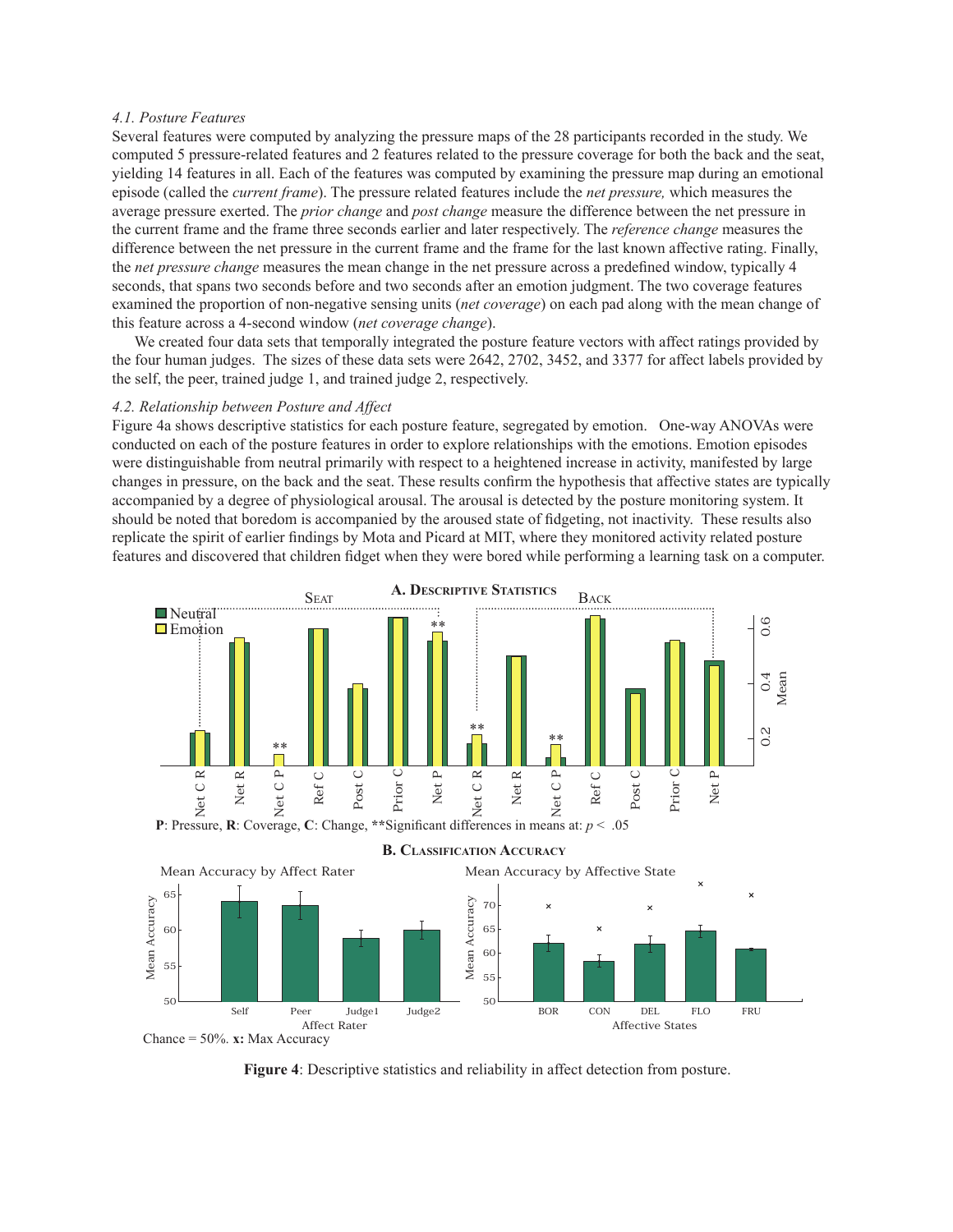*4.1. Posture Features*

Several features were computed by analyzing the pressure maps of the 28 participants recorded in the study. We computed 5 pressure-related features and 2 features related to the pressure coverage for both the back and the seat, yielding 14 features in all. Each of the features was computed by examining the pressure map during an emotional episode (called the *current frame*). The pressure related features include the *net pressure,* which measures the average pressure exerted. The *prior change* and *post change* measure the difference between the net pressure in the current frame and the frame three seconds earlier and later respectively. The *reference change* measures the difference between the net pressure in the current frame and the frame for the last known affective rating. Finally, the *net pressure change* measures the mean change in the net pressure across a predefined window, typically 4 seconds, that spans two seconds before and two seconds after an emotion judgment. The two coverage features examined the proportion of non-negative sensing units (*net coverage*) on each pad along with the mean change of this feature across a 4-second window (*net coverage change*).

We created four data sets that temporally integrated the posture feature vectors with affect ratings provided by the four human judges. The sizes of these data sets were 2642, 2702, 3452, and 3377 for affect labels provided by the self, the peer, trained judge 1, and trained judge 2, respectively.

*4.2. Relationship between Posture and Affect*

Figure 4a shows descriptive statistics for each posture feature, segregated by emotion. One-way ANOVAs were conducted on each of the posture features in order to explore relationships with the emotions. Emotion episodes were distinguishable from neutral primarily with respect to a heightened increase in activity, manifested by large changes in pressure, on the back and the seat. These results confirm the hypothesis that affective states are typically accompanied by a degree of physiological arousal. The arousal is detected by the posture monitoring system. It should be noted that boredom is accompanied by the aroused state of fidgeting, not inactivity. These results also replicate the spirit of earlier findings by Mota and Picard at MIT, where they monitored activity related posture features and discovered that children fidget when they were bored while performing a learning task on a computer.

**Figure 4**: Descriptive statistics and reliability in affect detection from posture.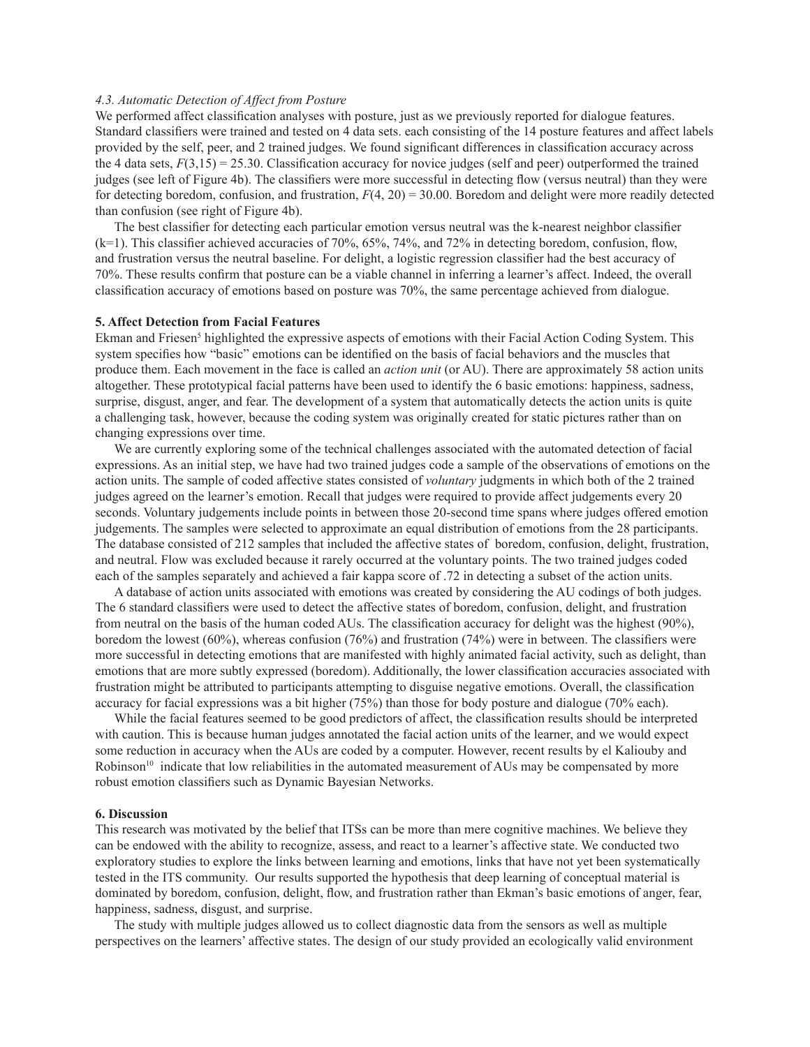### *4.3. Automatic Detection of Affect from Posture*

We performed affect classification analyses with posture, just as we previously reported for dialogue features. Standard classifiers were trained and tested on 4 data sets. each consisting of the 14 posture features and affect labels provided by the self, peer, and 2 trained judges. We found significant differences in classification accuracy across the 4 data sets, $F(3,15) = 25.30$. Classification accuracy for novice judges (self and peer) outperformed the trained judges (see left of Figure 4b). The classifiers were more successful in detecting flow (versus neutral) than they were for detecting boredom, confusion, and frustration, $F(4, 20) = 30.00$. Boredom and delight were more readily detected than confusion (see right of Figure 4b).

The best classifier for detecting each particular emotion versus neutral was the k-nearest neighbor classifier (k=1). This classifier achieved accuracies of 70%, 65%, 74%, and 72% in detecting boredom, confusion, flow, and frustration versus the neutral baseline. For delight, a logistic regression classifier had the best accuracy of 70%. These results confirm that posture can be a viable channel in inferring a learner's affect. Indeed, the overall classification accuracy of emotions based on posture was 70%, the same percentage achieved from dialogue.

## 5. Affect Detection from Facial Features

Ekman and Friesen[5] highlighted the expressive aspects of emotions with their Facial Action Coding System. This system specifies how "basic" emotions can be identified on the basis of facial behaviors and the muscles that produce them. Each movement in the face is called an *action unit* (or AU). There are approximately 58 action units altogether. These prototypical facial patterns have been used to identify the 6 basic emotions: happiness, sadness, surprise, disgust, anger, and fear. The development of a system that automatically detects the action units is quite a challenging task, however, because the coding system was originally created for static pictures rather than on changing expressions over time.

We are currently exploring some of the technical challenges associated with the automated detection of facial expressions. As an initial step, we have had two trained judges code a sample of the observations of emotions on the action units. The sample of coded affective states consisted of *voluntary* judgments in which both of the 2 trained judges agreed on the learner's emotion. Recall that judges were required to provide affect judgements every 20 seconds. Voluntary judgements include points in between those 20-second time spans where judges offered emotion judgements. The samples were selected to approximate an equal distribution of emotions from the 28 participants. The database consisted of 212 samples that included the affective states of boredom, confusion, delight, frustration, and neutral. Flow was excluded because it rarely occurred at the voluntary points. The two trained judges coded each of the samples separately and achieved a fair kappa score of .72 in detecting a subset of the action units.

A database of action units associated with emotions was created by considering the AU codings of both judges. The 6 standard classifiers were used to detect the affective states of boredom, confusion, delight, and frustration from neutral on the basis of the human coded AUs. The classification accuracy for delight was the highest (90%), boredom the lowest (60%), whereas confusion (76%) and frustration (74%) were in between. The classifiers were more successful in detecting emotions that are manifested with highly animated facial activity, such as delight, than emotions that are more subtly expressed (boredom). Additionally, the lower classification accuracies associated with frustration might be attributed to participants attempting to disguise negative emotions. Overall, the classification accuracy for facial expressions was a bit higher (75%) than those for body posture and dialogue (70% each).

While the facial features seemed to be good predictors of affect, the classification results should be interpreted with caution. This is because human judges annotated the facial action units of the learner, and we would expect some reduction in accuracy when the AUs are coded by a computer. However, recent results by el Kaliouby and Robinson[10] indicate that low reliabilities in the automated measurement of AUs may be compensated by more robust emotion classifiers such as Dynamic Bayesian Networks.

## 6. Discussion

This research was motivated by the belief that ITSs can be more than mere cognitive machines. We believe they can be endowed with the ability to recognize, assess, and react to a learner's affective state. We conducted two exploratory studies to explore the links between learning and emotions, links that have not yet been systematically tested in the ITS community. Our results supported the hypothesis that deep learning of conceptual material is dominated by boredom, confusion, delight, flow, and frustration rather than Ekman's basic emotions of anger, fear, happiness, sadness, disgust, and surprise.

The study with multiple judges allowed us to collect diagnostic data from the sensors as well as multiple perspectives on the learners' affective states. The design of our study provided an ecologically valid environment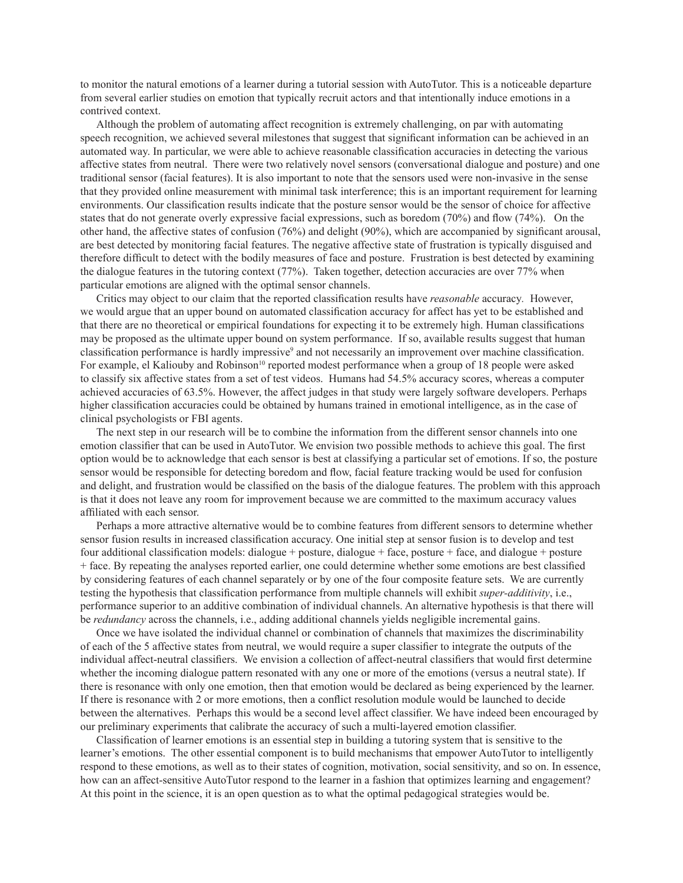to monitor the natural emotions of a learner during a tutorial session with AutoTutor. This is a noticeable departure from several earlier studies on emotion that typically recruit actors and that intentionally induce emotions in a contrived context.

Although the problem of automating affect recognition is extremely challenging, on par with automating speech recognition, we achieved several milestones that suggest that significant information can be achieved in an automated way. In particular, we were able to achieve reasonable classification accuracies in detecting the various affective states from neutral. There were two relatively novel sensors (conversational dialogue and posture) and one traditional sensor (facial features). It is also important to note that the sensors used were non-invasive in the sense that they provided online measurement with minimal task interference; this is an important requirement for learning environments. Our classification results indicate that the posture sensor would be the sensor of choice for affective states that do not generate overly expressive facial expressions, such as boredom (70%) and flow (74%). On the other hand, the affective states of confusion (76%) and delight (90%), which are accompanied by significant arousal, are best detected by monitoring facial features. The negative affective state of frustration is typically disguised and therefore difficult to detect with the bodily measures of face and posture. Frustration is best detected by examining the dialogue features in the tutoring context (77%). Taken together, detection accuracies are over 77% when particular emotions are aligned with the optimal sensor channels.

Critics may object to our claim that the reported classification results have *reasonable* accuracy. However, we would argue that an upper bound on automated classification accuracy for affect has yet to be established and that there are no theoretical or empirical foundations for expecting it to be extremely high. Human classifications may be proposed as the ultimate upper bound on system performance. If so, available results suggest that human classification performance is hardly impressive[9] and not necessarily an improvement over machine classification. For example, el Kaliouby and Robinson[10] reported modest performance when a group of 18 people were asked to classify six affective states from a set of test videos. Humans had 54.5% accuracy scores, whereas a computer achieved accuracies of 63.5%. However, the affect judges in that study were largely software developers. Perhaps higher classification accuracies could be obtained by humans trained in emotional intelligence, as in the case of clinical psychologists or FBI agents.

The next step in our research will be to combine the information from the different sensor channels into one emotion classifier that can be used in AutoTutor. We envision two possible methods to achieve this goal. The first option would be to acknowledge that each sensor is best at classifying a particular set of emotions. If so, the posture sensor would be responsible for detecting boredom and flow, facial feature tracking would be used for confusion and delight, and frustration would be classified on the basis of the dialogue features. The problem with this approach is that it does not leave any room for improvement because we are committed to the maximum accuracy values affiliated with each sensor.

Perhaps a more attractive alternative would be to combine features from different sensors to determine whether sensor fusion results in increased classification accuracy. One initial step at sensor fusion is to develop and test four additional classification models: dialogue + posture, dialogue + face, posture + face, and dialogue + posture + face. By repeating the analyses reported earlier, one could determine whether some emotions are best classified by considering features of each channel separately or by one of the four composite feature sets. We are currently testing the hypothesis that classification performance from multiple channels will exhibit *super-additivity*, i.e., performance superior to an additive combination of individual channels. An alternative hypothesis is that there will be *redundancy* across the channels, i.e., adding additional channels yields negligible incremental gains.

Once we have isolated the individual channel or combination of channels that maximizes the discriminability of each of the 5 affective states from neutral, we would require a super classifier to integrate the outputs of the individual affect-neutral classifiers. We envision a collection of affect-neutral classifiers that would first determine whether the incoming dialogue pattern resonated with any one or more of the emotions (versus a neutral state). If there is resonance with only one emotion, then that emotion would be declared as being experienced by the learner. If there is resonance with 2 or more emotions, then a conflict resolution module would be launched to decide between the alternatives. Perhaps this would be a second level affect classifier. We have indeed been encouraged by our preliminary experiments that calibrate the accuracy of such a multi-layered emotion classifier.

Classification of learner emotions is an essential step in building a tutoring system that is sensitive to the learner's emotions. The other essential component is to build mechanisms that empower AutoTutor to intelligently respond to these emotions, as well as to their states of cognition, motivation, social sensitivity, and so on. In essence, how can an affect-sensitive AutoTutor respond to the learner in a fashion that optimizes learning and engagement? At this point in the science, it is an open question as to what the optimal pedagogical strategies would be.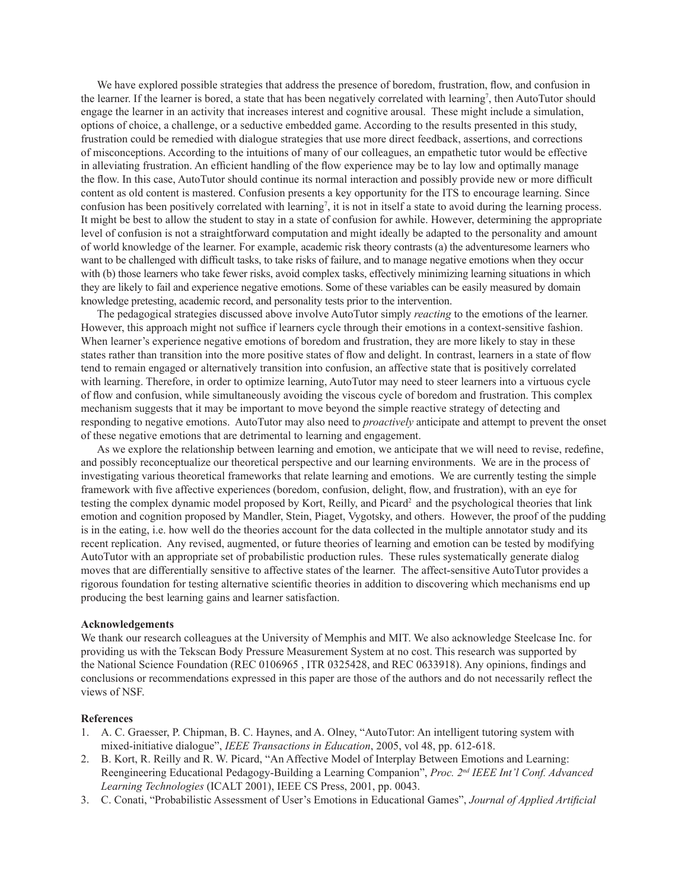We have explored possible strategies that address the presence of boredom, frustration, flow, and confusion in the learner. If the learner is bored, a state that has been negatively correlated with learning[7], then AutoTutor should engage the learner in an activity that increases interest and cognitive arousal. These might include a simulation, options of choice, a challenge, or a seductive embedded game. According to the results presented in this study, frustration could be remedied with dialogue strategies that use more direct feedback, assertions, and corrections of misconceptions. According to the intuitions of many of our colleagues, an empathetic tutor would be effective in alleviating frustration. An efficient handling of the flow experience may be to lay low and optimally manage the flow. In this case, AutoTutor should continue its normal interaction and possibly provide new or more difficult content as old content is mastered. Confusion presents a key opportunity for the ITS to encourage learning. Since confusion has been positively correlated with learning[7], it is not in itself a state to avoid during the learning process. It might be best to allow the student to stay in a state of confusion for awhile. However, determining the appropriate level of confusion is not a straightforward computation and might ideally be adapted to the personality and amount of world knowledge of the learner. For example, academic risk theory contrasts (a) the adventuresome learners who want to be challenged with difficult tasks, to take risks of failure, and to manage negative emotions when they occur with (b) those learners who take fewer risks, avoid complex tasks, effectively minimizing learning situations in which they are likely to fail and experience negative emotions. Some of these variables can be easily measured by domain knowledge pretesting, academic record, and personality tests prior to the intervention.

The pedagogical strategies discussed above involve AutoTutor simply *reacting* to the emotions of the learner. However, this approach might not suffice if learners cycle through their emotions in a context-sensitive fashion. When learner's experience negative emotions of boredom and frustration, they are more likely to stay in these states rather than transition into the more positive states of flow and delight. In contrast, learners in a state of flow tend to remain engaged or alternatively transition into confusion, an affective state that is positively correlated with learning. Therefore, in order to optimize learning, AutoTutor may need to steer learners into a virtuous cycle of flow and confusion, while simultaneously avoiding the viscous cycle of boredom and frustration. This complex mechanism suggests that it may be important to move beyond the simple reactive strategy of detecting and responding to negative emotions. AutoTutor may also need to *proactively* anticipate and attempt to prevent the onset of these negative emotions that are detrimental to learning and engagement.

As we explore the relationship between learning and emotion, we anticipate that we will need to revise, redefine, and possibly reconceptualize our theoretical perspective and our learning environments. We are in the process of investigating various theoretical frameworks that relate learning and emotions. We are currently testing the simple framework with five affective experiences (boredom, confusion, delight, flow, and frustration), with an eye for testing the complex dynamic model proposed by Kort, Reilly, and Picard[2] and the psychological theories that link emotion and cognition proposed by Mandler, Stein, Piaget, Vygotsky, and others. However, the proof of the pudding is in the eating, i.e. how well do the theories account for the data collected in the multiple annotator study and its recent replication. Any revised, augmented, or future theories of learning and emotion can be tested by modifying AutoTutor with an appropriate set of probabilistic production rules. These rules systematically generate dialog moves that are differentially sensitive to affective states of the learner. The affect-sensitive AutoTutor provides a rigorous foundation for testing alternative scientific theories in addition to discovering which mechanisms end up producing the best learning gains and learner satisfaction.

**Acknowledgements**

We thank our research colleagues at the University of Memphis and MIT. We also acknowledge Steelcase Inc. for providing us with the Tekscan Body Pressure Measurement System at no cost. This research was supported by the National Science Foundation (REC 0106965 , ITR 0325428, and REC 0633918). Any opinions, findings and conclusions or recommendations expressed in this paper are those of the authors and do not necessarily reflect the views of NSF.

**References**

1. A. C. Graesser, P. Chipman, B. C. Haynes, and A. Olney, "AutoTutor: An intelligent tutoring system with mixed-initiative dialogue", *IEEE Transactions in Education*, 2005, vol 48, pp. 612-618.
2. B. Kort, R. Reilly and R. W. Picard, "An Affective Model of Interplay Between Emotions and Learning: Reengineering Educational Pedagogy-Building a Learning Companion", *Proc. 2nd IEEE Int'l Conf. Advanced Learning Technologies* (ICALT 2001), IEEE CS Press, 2001, pp. 0043.
3. C. Conati, "Probabilistic Assessment of User's Emotions in Educational Games", *Journal of Applied Artificial*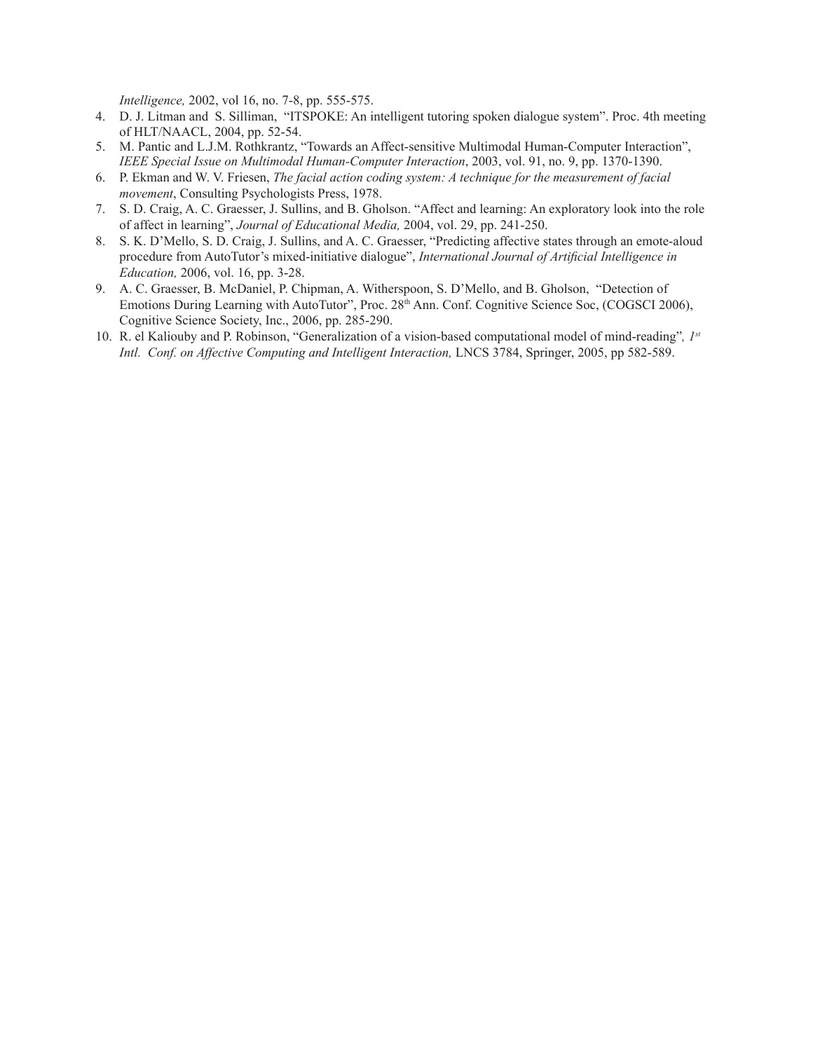*Intelligence,* 2002, vol 16, no. 7-8, pp. 555-575.

4. D. J. Litman and S. Silliman, "ITSPOKE: An intelligent tutoring spoken dialogue system". Proc. 4th meeting of HLT/NAACL, 2004, pp. 52-54.
5. M. Pantic and L.J.M. Rothkrantz, "Towards an Affect-sensitive Multimodal Human-Computer Interaction", *IEEE Special Issue on Multimodal Human-Computer Interaction*, 2003, vol. 91, no. 9, pp. 1370-1390.
6. P. Ekman and W. V. Friesen, *The facial action coding system: A technique for the measurement of facial movement*, Consulting Psychologists Press, 1978.
7. S. D. Craig, A. C. Graesser, J. Sullins, and B. Gholson. "Affect and learning: An exploratory look into the role of affect in learning", *Journal of Educational Media,* 2004, vol. 29, pp. 241-250.
8. S. K. D'Mello, S. D. Craig, J. Sullins, and A. C. Graesser, "Predicting affective states through an emote-aloud procedure from AutoTutor's mixed-initiative dialogue", *International Journal of Artificial Intelligence in Education,* 2006, vol. 16, pp. 3-28.
9. A. C. Graesser, B. McDaniel, P. Chipman, A. Witherspoon, S. D'Mello, and B. Gholson, "Detection of Emotions During Learning with AutoTutor", Proc. 28th Ann. Conf. Cognitive Science Soc, (COGSCI 2006), Cognitive Science Society, Inc., 2006, pp. 285-290.
10. R. el Kaliouby and P. Robinson, "Generalization of a vision-based computational model of mind-reading", *1st Intl. Conf. on Affective Computing and Intelligent Interaction,* LNCS 3784, Springer, 2005, pp 582-589.